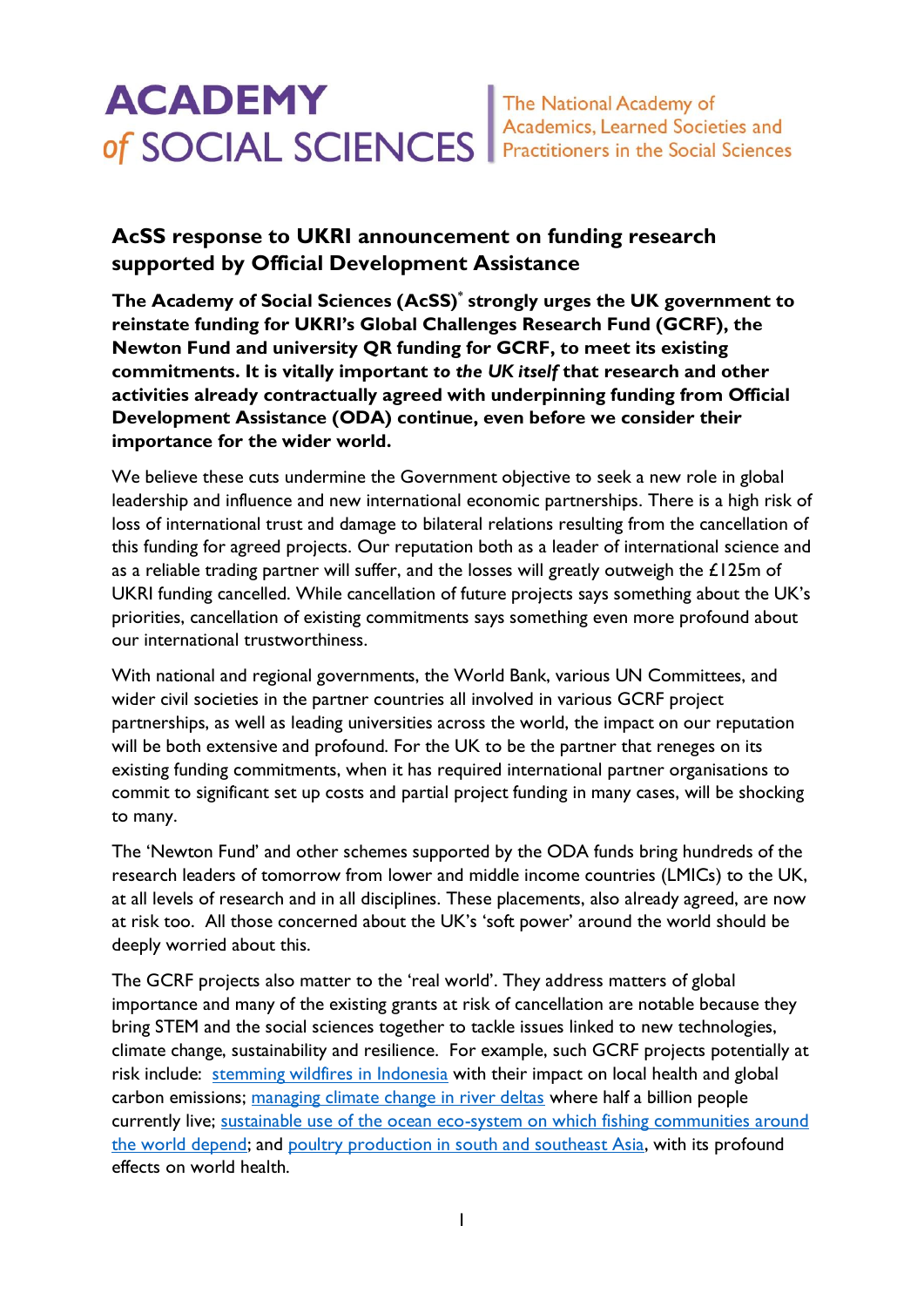# ACADEMY of SOCIAL SCIENCES

The National Academy of Academics, Learned Societies and Practitioners in the Social Sciences

## AcSS response to UKRI announcement on funding research supported by Official Development Assistance

**The Academy of Social Sciences (AcSS)[*] strongly urges the UK government to reinstate funding for UKRI's Global Challenges Research Fund (GCRF), the Newton Fund and university QR funding for GCRF, to meet its existing commitments. It is vitally important *to the UK itself* that research and other activities already contractually agreed with underpinning funding from Official Development Assistance (ODA) continue, even before we consider their importance for the wider world.**

We believe these cuts undermine the Government objective to seek a new role in global leadership and influence and new international economic partnerships. There is a high risk of loss of international trust and damage to bilateral relations resulting from the cancellation of this funding for agreed projects. Our reputation both as a leader of international science and as a reliable trading partner will suffer, and the losses will greatly outweigh the £125m of UKRI funding cancelled. While cancellation of future projects says something about the UK's priorities, cancellation of existing commitments says something even more profound about our international trustworthiness.

With national and regional governments, the World Bank, various UN Committees, and wider civil societies in the partner countries all involved in various GCRF project partnerships, as well as leading universities across the world, the impact on our reputation will be both extensive and profound. For the UK to be the partner that reneges on its existing funding commitments, when it has required international partner organisations to commit to significant set up costs and partial project funding in many cases, will be shocking to many.

The 'Newton Fund' and other schemes supported by the ODA funds bring hundreds of the research leaders of tomorrow from lower and middle income countries (LMICs) to the UK, at all levels of research and in all disciplines. These placements, also already agreed, are now at risk too. All those concerned about the UK's 'soft power' around the world should be deeply worried about this.

The GCRF projects also matter to the 'real world'. They address matters of global importance and many of the existing grants at risk of cancellation are notable because they bring STEM and the social sciences together to tackle issues linked to new technologies, climate change, sustainability and resilience. For example, such GCRF projects potentially at risk include: stemming wildfires in Indonesia with their impact on local health and global carbon emissions; managing climate change in river deltas where half a billion people currently live; sustainable use of the ocean eco-system on which fishing communities around the world depend; and poultry production in south and southeast Asia, with its profound effects on world health.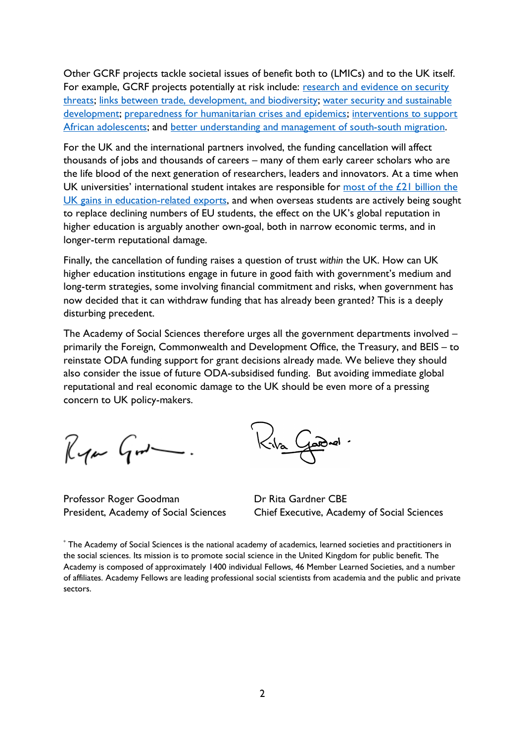Other GCRF projects tackle societal issues of benefit both to (LMICs) and to the UK itself. For example, GCRF projects potentially at risk include: research and evidence on security threats; links between trade, development, and biodiversity; water security and sustainable development; preparedness for humanitarian crises and epidemics; interventions to support African adolescents; and better understanding and management of south-south migration.

For the UK and the international partners involved, the funding cancellation will affect thousands of jobs and thousands of careers – many of them early career scholars who are the life blood of the next generation of researchers, leaders and innovators. At a time when UK universities' international student intakes are responsible for most of the £21 billion the UK gains in education-related exports, and when overseas students are actively being sought to replace declining numbers of EU students, the effect on the UK's global reputation in higher education is arguably another own-goal, both in narrow economic terms, and in longer-term reputational damage.

Finally, the cancellation of funding raises a question of trust *within* the UK. How can UK higher education institutions engage in future in good faith with government's medium and long-term strategies, some involving financial commitment and risks, when government has now decided that it can withdraw funding that has already been granted? This is a deeply disturbing precedent.

The Academy of Social Sciences therefore urges all the government departments involved – primarily the Foreign, Commonwealth and Development Office, the Treasury, and BEIS – to reinstate ODA funding support for grant decisions already made. We believe they should also consider the issue of future ODA-subsidised funding. But avoiding immediate global reputational and real economic damage to the UK should be even more of a pressing concern to UK policy-makers.

Professor Roger Goodman
President, Academy of Social Sciences

Dr Rita Gardner CBE
Chief Executive, Academy of Social Sciences

[*] The Academy of Social Sciences is the national academy of academics, learned societies and practitioners in the social sciences. Its mission is to promote social science in the United Kingdom for public benefit. The Academy is composed of approximately 1400 individual Fellows, 46 Member Learned Societies, and a number of affiliates. Academy Fellows are leading professional social scientists from academia and the public and private sectors.